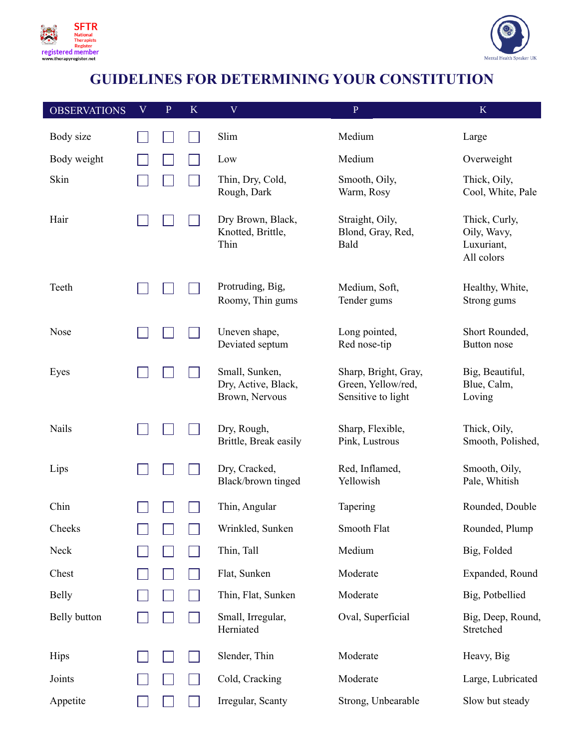# GUIDELINES FOR DETERMINING YOUR CONSTITUTION

| OBSERVATIONS | V | P | K | V | P | K |
|---|---|---|---|---|---|---|
| Body size | ☐ | ☐ | ☐ | Slim | Medium | Large |
| Body weight | ☐ | ☐ | ☐ | Low | Medium | Overweight |
| Skin | ☐ | ☐ | ☐ | Thin, Dry, Cold, Rough, Dark | Smooth, Oily, Warm, Rosy | Thick, Oily, Cool, White, Pale |
| Hair | ☐ | ☐ | ☐ | Dry Brown, Black, Knotted, Brittle, Thin | Straight, Oily, Blond, Gray, Red, Bald | Thick, Curly, Oily, Wavy, Luxuriant, All colors |
| Teeth | ☐ | ☐ | ☐ | Protruding, Big, Roomy, Thin gums | Medium, Soft, Tender gums | Healthy, White, Strong gums |
| Nose | ☐ | ☐ | ☐ | Uneven shape, Deviated septum | Long pointed, Red nose-tip | Short Rounded, Button nose |
| Eyes | ☐ | ☐ | ☐ | Small, Sunken, Dry, Active, Black, Brown, Nervous | Sharp, Bright, Gray, Green, Yellow/red, Sensitive to light | Big, Beautiful, Blue, Calm, Loving |
| Nails | ☐ | ☐ | ☐ | Dry, Rough, Brittle, Break easily | Sharp, Flexible, Pink, Lustrous | Thick, Oily, Smooth, Polished, |
| Lips | ☐ | ☐ | ☐ | Dry, Cracked, Black/brown tinged | Red, Inflamed, Yellowish | Smooth, Oily, Pale, Whitish |
| Chin | ☐ | ☐ | ☐ | Thin, Angular | Tapering | Rounded, Double |
| Cheeks | ☐ | ☐ | ☐ | Wrinkled, Sunken | Smooth Flat | Rounded, Plump |
| Neck | ☐ | ☐ | ☐ | Thin, Tall | Medium | Big, Folded |
| Chest | ☐ | ☐ | ☐ | Flat, Sunken | Moderate | Expanded, Round |
| Belly | ☐ | ☐ | ☐ | Thin, Flat, Sunken | Moderate | Big, Potbellied |
| Belly button | ☐ | ☐ | ☐ | Small, Irregular, Herniated | Oval, Superficial | Big, Deep, Round, Stretched |
| Hips | ☐ | ☐ | ☐ | Slender, Thin | Moderate | Heavy, Big |
| Joints | ☐ | ☐ | ☐ | Cold, Cracking | Moderate | Large, Lubricated |
| Appetite | ☐ | ☐ | ☐ | Irregular, Scanty | Strong, Unbearable | Slow but steady |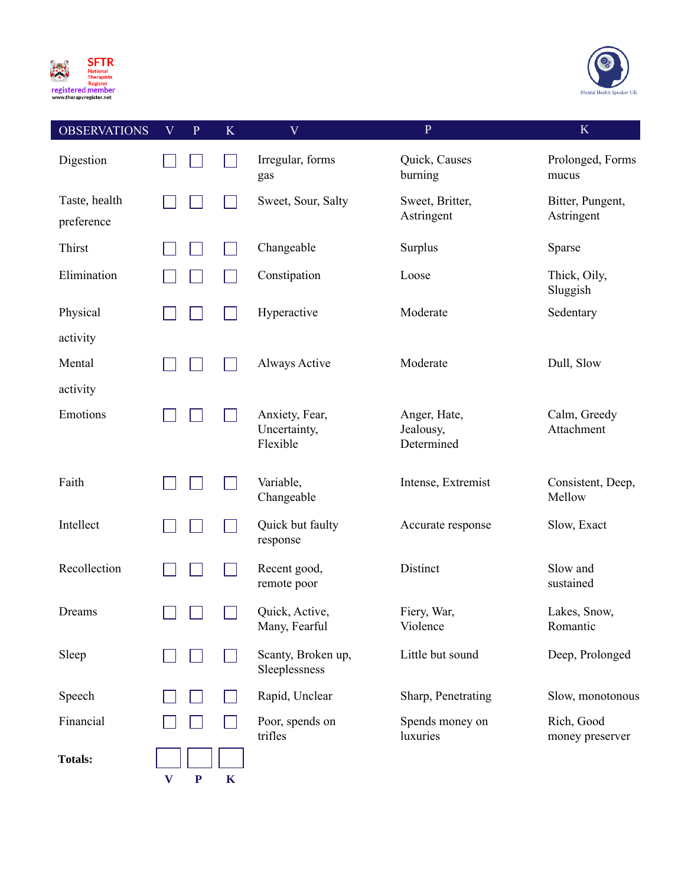| OBSERVATIONS | V | P | K | V | P | K |
|---|---|---|---|---|---|---|
| Digestion | ☐ | ☐ | ☐ | Irregular, forms gas | Quick, Causes burning | Prolonged, Forms mucus |
| Taste, health preference | ☐ | ☐ | ☐ | Sweet, Sour, Salty | Sweet, Britter, Astringent | Bitter, Pungent, Astringent |
| Thirst | ☐ | ☐ | ☐ | Changeable | Surplus | Sparse |
| Elimination | ☐ | ☐ | ☐ | Constipation | Loose | Thick, Oily, Sluggish |
| Physical activity | ☐ | ☐ | ☐ | Hyperactive | Moderate | Sedentary |
| Mental activity | ☐ | ☐ | ☐ | Always Active | Moderate | Dull, Slow |
| Emotions | ☐ | ☐ | ☐ | Anxiety, Fear, Uncertainty, Flexible | Anger, Hate, Jealousy, Determined | Calm, Greedy Attachment |
| Faith | ☐ | ☐ | ☐ | Variable, Changeable | Intense, Extremist | Consistent, Deep, Mellow |
| Intellect | ☐ | ☐ | ☐ | Quick but faulty response | Accurate response | Slow, Exact |
| Recollection | ☐ | ☐ | ☐ | Recent good, remote poor | Distinct | Slow and sustained |
| Dreams | ☐ | ☐ | ☐ | Quick, Active, Many, Fearful | Fiery, War, Violence | Lakes, Snow, Romantic |
| Sleep | ☐ | ☐ | ☐ | Scanty, Broken up, Sleeplessness | Little but sound | Deep, Prolonged |
| Speech | ☐ | ☐ | ☐ | Rapid, Unclear | Sharp, Penetrating | Slow, monotonous |
| Financial | ☐ | ☐ | ☐ | Poor, spends on trifles | Spends money on luxuries | Rich, Good money preserver |

**Totals:** ☐ V ☐ P ☐ K